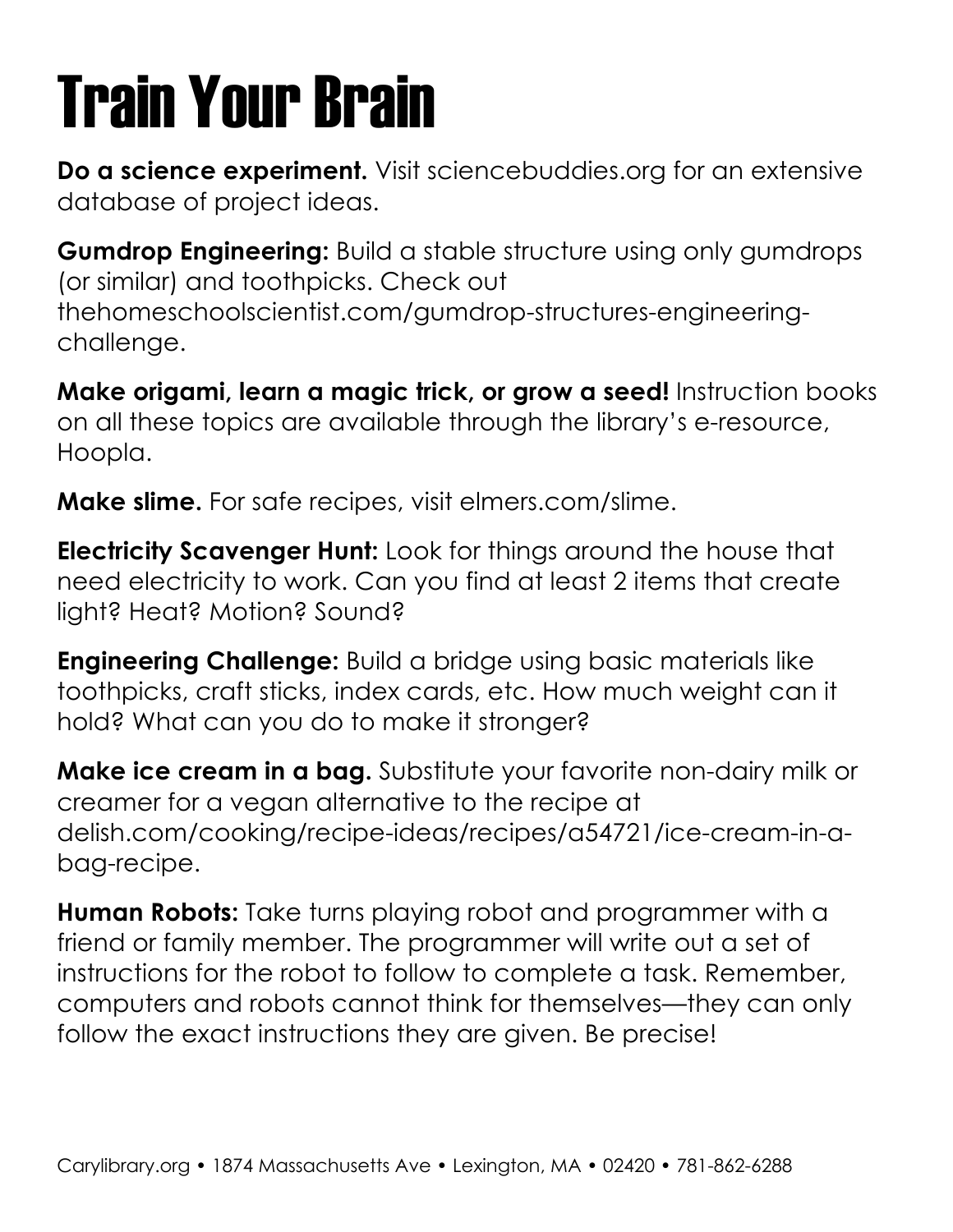# Train Your Brain

**Do a science experiment.** Visit sciencebuddies.org for an extensive database of project ideas.

**Gumdrop Engineering:** Build a stable structure using only gumdrops (or similar) and toothpicks. Check out thehomeschoolscientist.com/gumdrop-structures-engineering-challenge.

**Make origami, learn a magic trick, or grow a seed!** Instruction books on all these topics are available through the library's e-resource, Hoopla.

**Make slime.** For safe recipes, visit elmers.com/slime.

**Electricity Scavenger Hunt:** Look for things around the house that need electricity to work. Can you find at least 2 items that create light? Heat? Motion? Sound?

**Engineering Challenge:** Build a bridge using basic materials like toothpicks, craft sticks, index cards, etc. How much weight can it hold? What can you do to make it stronger?

**Make ice cream in a bag.** Substitute your favorite non-dairy milk or creamer for a vegan alternative to the recipe at delish.com/cooking/recipe-ideas/recipes/a54721/ice-cream-in-a-bag-recipe.

**Human Robots:** Take turns playing robot and programmer with a friend or family member. The programmer will write out a set of instructions for the robot to follow to complete a task. Remember, computers and robots cannot think for themselves—they can only follow the exact instructions they are given. Be precise!

Carylibrary.org • 1874 Massachusetts Ave • Lexington, MA • 02420 • 781-862-6288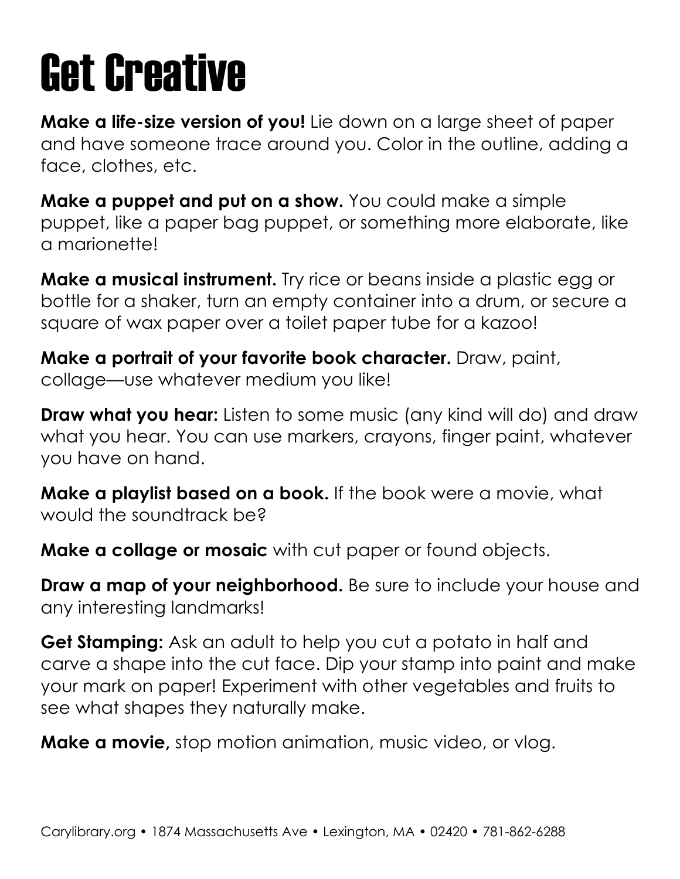# Get Creative

**Make a life-size version of you!** Lie down on a large sheet of paper and have someone trace around you. Color in the outline, adding a face, clothes, etc.

**Make a puppet and put on a show.** You could make a simple puppet, like a paper bag puppet, or something more elaborate, like a marionette!

**Make a musical instrument.** Try rice or beans inside a plastic egg or bottle for a shaker, turn an empty container into a drum, or secure a square of wax paper over a toilet paper tube for a kazoo!

**Make a portrait of your favorite book character.** Draw, paint, collage—use whatever medium you like!

**Draw what you hear:** Listen to some music (any kind will do) and draw what you hear. You can use markers, crayons, finger paint, whatever you have on hand.

**Make a playlist based on a book.** If the book were a movie, what would the soundtrack be?

**Make a collage or mosaic** with cut paper or found objects.

**Draw a map of your neighborhood.** Be sure to include your house and any interesting landmarks!

**Get Stamping:** Ask an adult to help you cut a potato in half and carve a shape into the cut face. Dip your stamp into paint and make your mark on paper! Experiment with other vegetables and fruits to see what shapes they naturally make.

**Make a movie,** stop motion animation, music video, or vlog.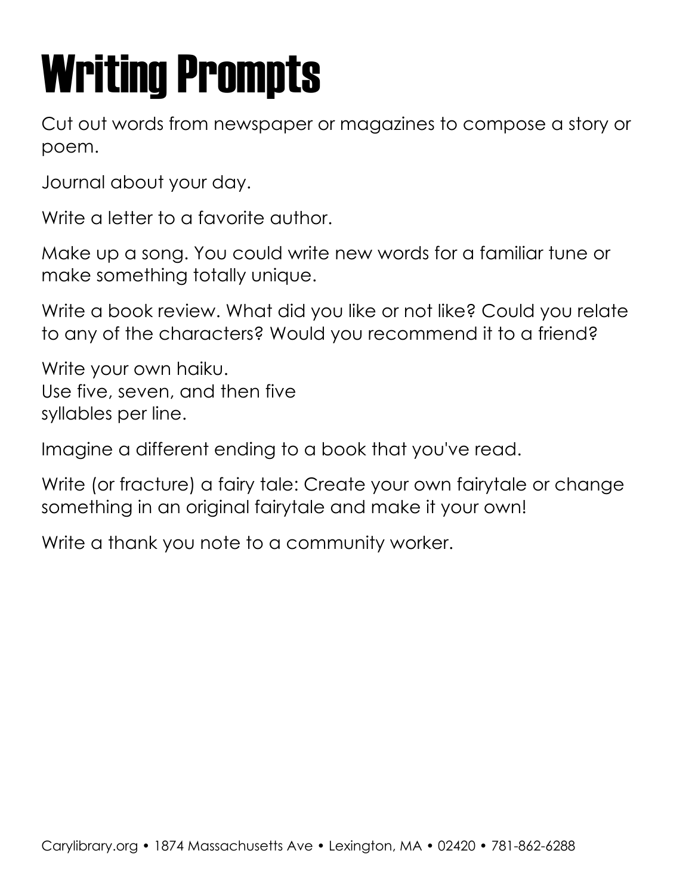# Writing Prompts

Cut out words from newspaper or magazines to compose a story or poem.

Journal about your day.

Write a letter to a favorite author.

Make up a song. You could write new words for a familiar tune or make something totally unique.

Write a book review. What did you like or not like? Could you relate to any of the characters? Would you recommend it to a friend?

Write your own haiku.
Use five, seven, and then five
syllables per line.

Imagine a different ending to a book that you've read.

Write (or fracture) a fairy tale: Create your own fairytale or change something in an original fairytale and make it your own!

Write a thank you note to a community worker.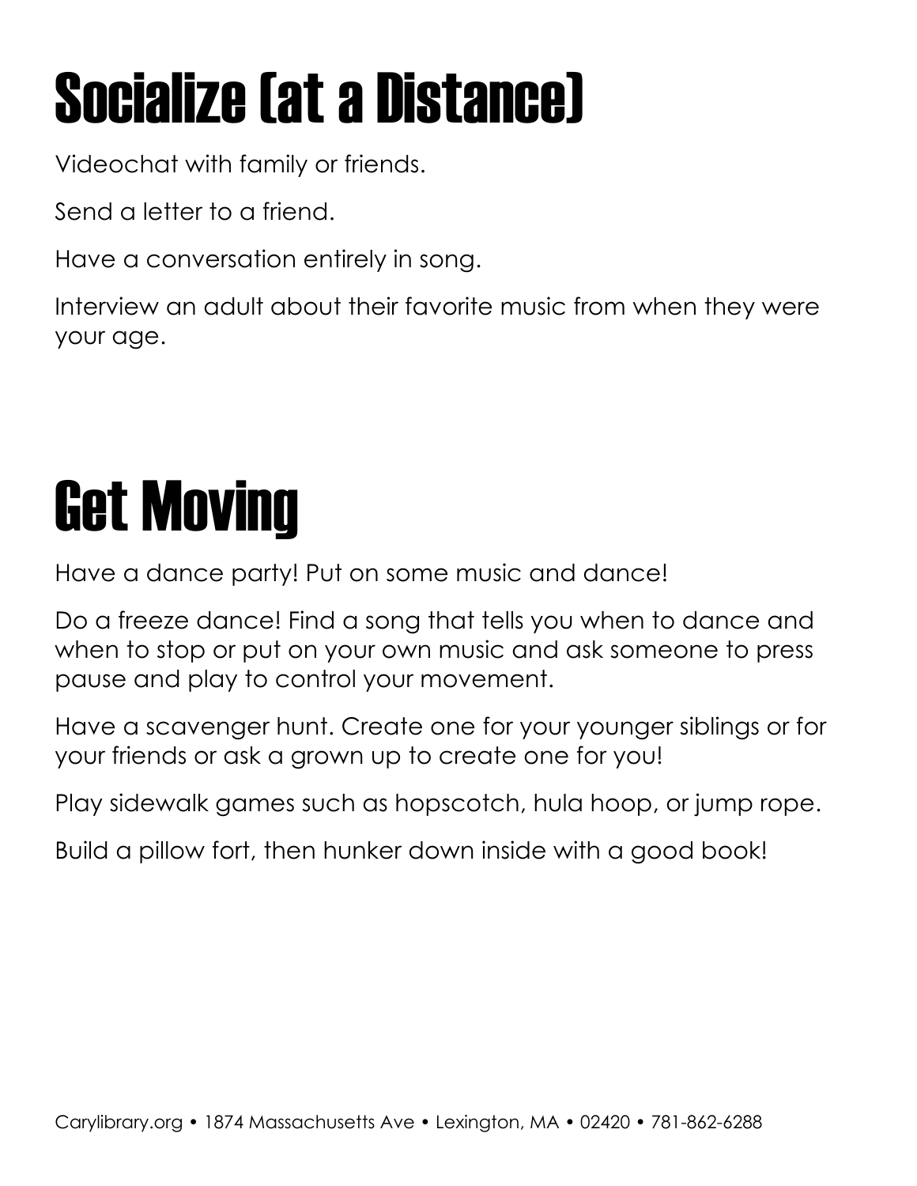# Socialize (at a Distance)

Videochat with family or friends.

Send a letter to a friend.

Have a conversation entirely in song.

Interview an adult about their favorite music from when they were your age.

# Get Moving

Have a dance party! Put on some music and dance!

Do a freeze dance! Find a song that tells you when to dance and when to stop or put on your own music and ask someone to press pause and play to control your movement.

Have a scavenger hunt. Create one for your younger siblings or for your friends or ask a grown up to create one for you!

Play sidewalk games such as hopscotch, hula hoop, or jump rope.

Build a pillow fort, then hunker down inside with a good book!

Carylibrary.org • 1874 Massachusetts Ave • Lexington, MA • 02420 • 781-862-6288